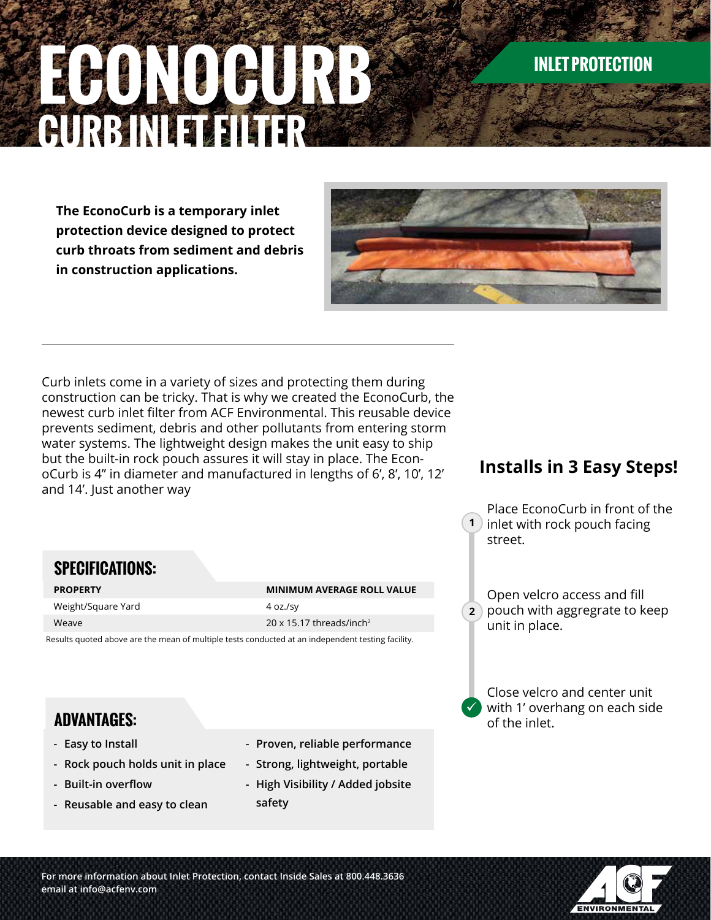# ECONOCURB

## CURB INLET FILTER

INLET PROTECTION

**The EconoCurb is a temporary inlet protection device designed to protect curb throats from sediment and debris in construction applications.**

---

Curb inlets come in a variety of sizes and protecting them during construction can be tricky. That is why we created the EconoCurb, the newest curb inlet filter from ACF Environmental. This reusable device prevents sediment, debris and other pollutants from entering storm water systems. The lightweight design makes the unit easy to ship but the built-in rock pouch assures it will stay in place. The Econ-oCurb is 4″ in diameter and manufactured in lengths of 6′, 8′, 10′, 12′ and 14′. Just another way

## SPECIFICATIONS:

| PROPERTY | MINIMUM AVERAGE ROLL VALUE |
|---|---|
| Weight/Square Yard | 4 oz./sy |
| Weave | 20 x 15.17 threads/inch$^2$ |

Results quoted above are the mean of multiple tests conducted at an independent testing facility.

## ADVANTAGES:

- Easy to Install
- Rock pouch holds unit in place
- Built-in overflow
- Reusable and easy to clean
- Proven, reliable performance
- Strong, lightweight, portable
- High Visibility / Added jobsite safety

## Installs in 3 Easy Steps!

1. Place EconoCurb in front of the inlet with rock pouch facing street.
2. Open velcro access and fill pouch with aggregate to keep unit in place.
3. Close velcro and center unit with 1′ overhang on each side of the inlet.

For more information about Inlet Protection, contact Inside Sales at 800.448.3636
email at info@acfenv.com

ACF ENVIRONMENTAL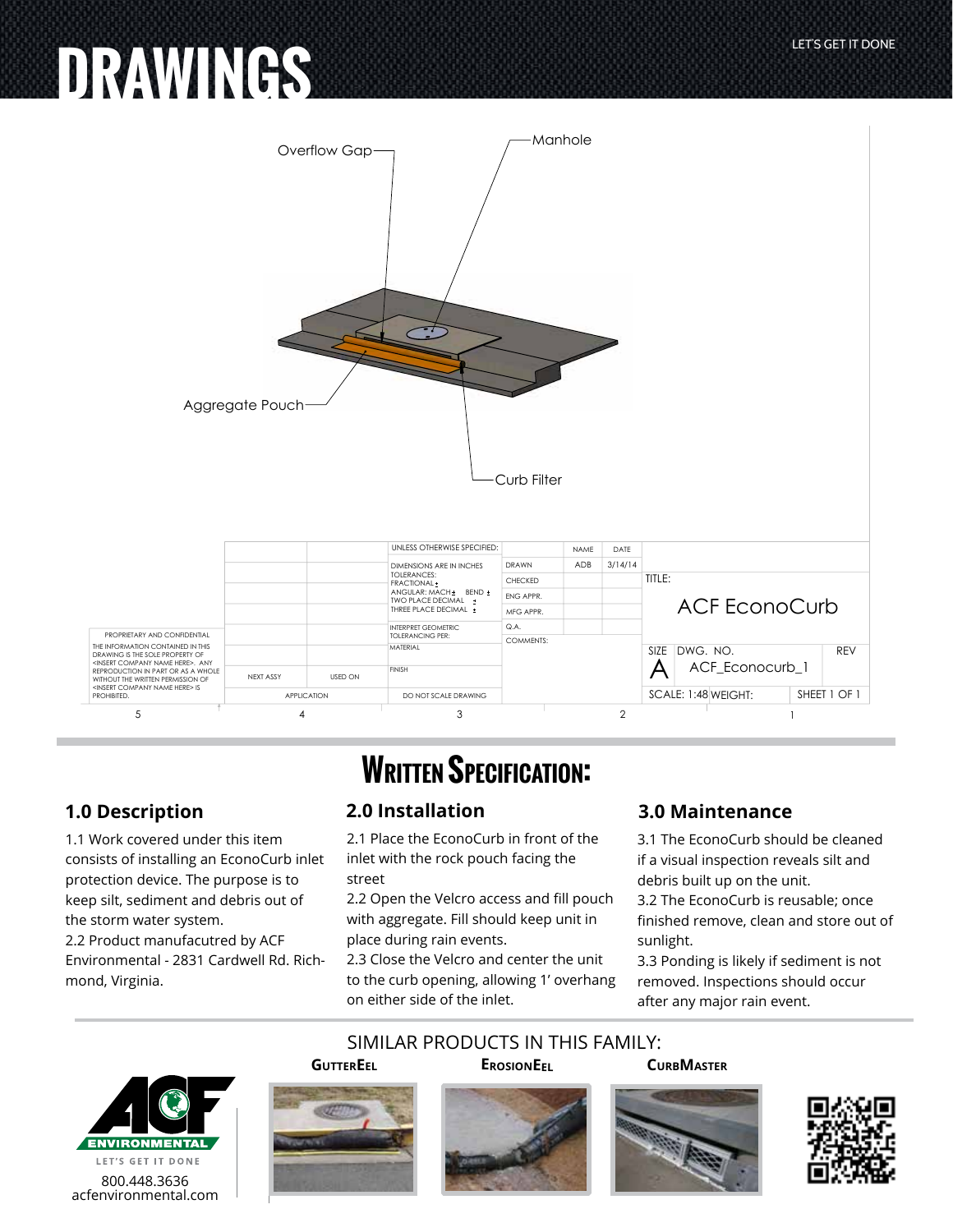# DRAWINGS

LET'S GET IT DONE

Overflow Gap

Manhole

Aggregate Pouch

Curb Filter

| | | | | | | |
|---|---|---|---|---|---|---|
| | | UNLESS OTHERWISE SPECIFIED: | | NAME | DATE | |
| | | DIMENSIONS ARE IN INCHES TOLERANCES: FRACTIONAL ± ANGULAR: MACH ± BEND ± TWO PLACE DECIMAL ± THREE PLACE DECIMAL ± | DRAWN | ADB | 3/14/14 | TITLE: ACF EconoCurb |
| | | | CHECKED | | | |
| | | | ENG APPR. | | | |
| | | | MFG APPR. | | | |
| PROPRIETARY AND CONFIDENTIAL | | INTERPRET GEOMETRIC TOLERANCING PER: | Q.A. | | | |
| THE INFORMATION CONTAINED IN THIS DRAWING IS THE SOLE PROPERTY OF <INSERT COMPANY NAME HERE>. ANY REPRODUCTION IN PART OR AS A WHOLE WITHOUT THE WRITTEN PERMISSION OF <INSERT COMPANY NAME HERE> IS PROHIBITED. | NEXT ASSY / USED ON | MATERIAL | COMMENTS: | | | SIZE A / DWG. NO. ACF_Econocurb_1 / REV |
| | APPLICATION | FINISH / DO NOT SCALE DRAWING | | | | SCALE: 1:48 / WEIGHT: / SHEET 1 OF 1 |

5 4 3 2 1

## Written Specification:

### 1.0 Description

1.1 Work covered under this item consists of installing an EconoCurb inlet protection device. The purpose is to keep silt, sediment and debris out of the storm water system.
2.2 Product manufacutred by ACF Environmental - 2831 Cardwell Rd. Richmond, Virginia.

### 2.0 Installation

2.1 Place the EconoCurb in front of the inlet with the rock pouch facing the street
2.2 Open the Velcro access and fill pouch with aggregate. Fill should keep unit in place during rain events.
2.3 Close the Velcro and center the unit to the curb opening, allowing 1' overhang on either side of the inlet.

### 3.0 Maintenance

3.1 The EconoCurb should be cleaned if a visual inspection reveals silt and debris built up on the unit.
3.2 The EconoCurb is reusable; once finished remove, clean and store out of sunlight.
3.3 Ponding is likely if sediment is not removed. Inspections should occur after any major rain event.

SIMILAR PRODUCTS IN THIS FAMILY:

**GutterEel** **ErosionEel** **CurbMaster**

ACF ENVIRONMENTAL
LET'S GET IT DONE
800.448.3636
acfenvironmental.com